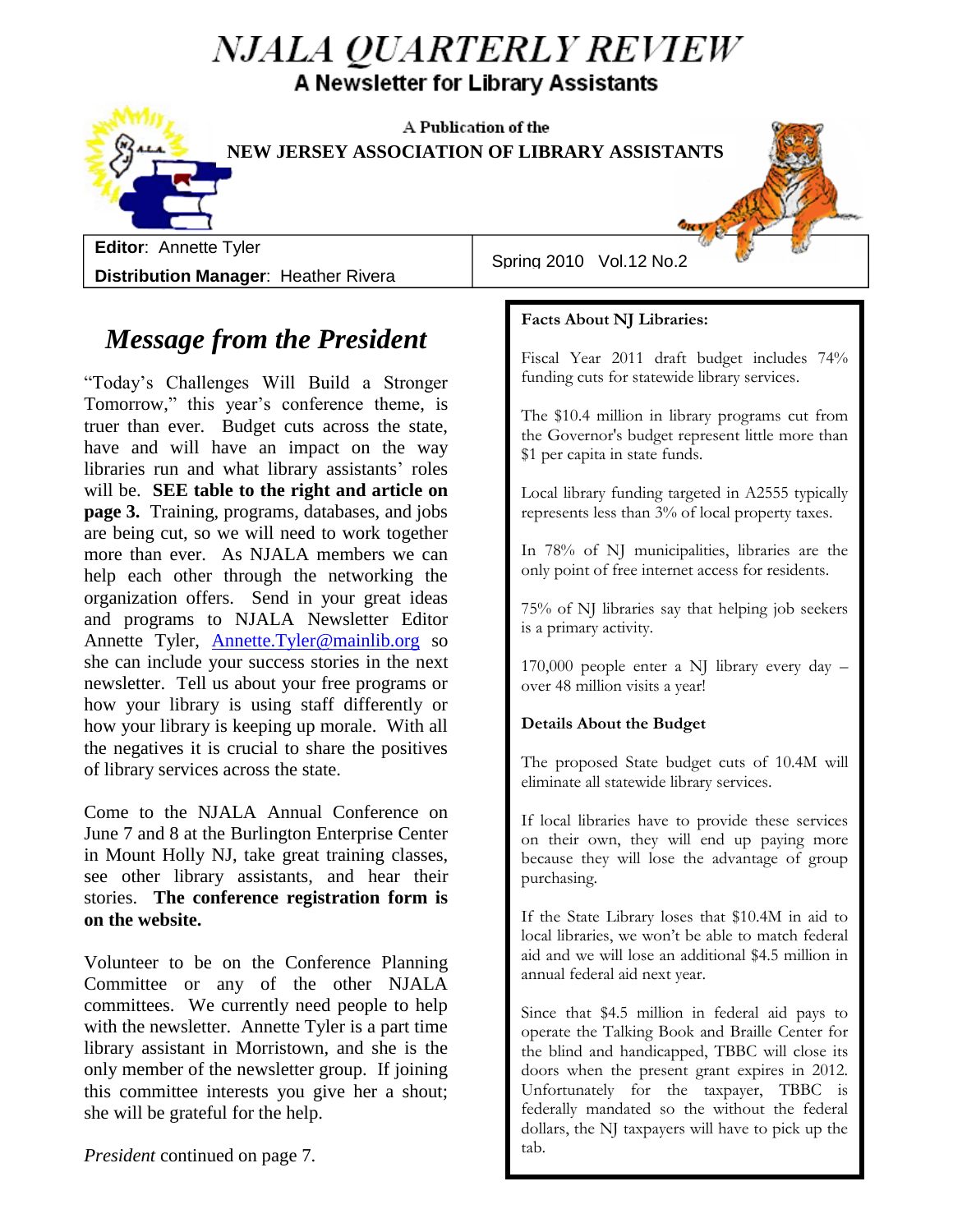# NJALA QUARTERLY REVIEW

**A Newsletter for Library Assistants**

A Publication of the

**NEW JERSEY ASSOCIATION OF LIBRARY ASSISTANTS**

**Editor**: Annette Tyler

**Distribution Manager**: Heather Rivera

Spring 2010 Vol.12 No.2

## *Message from the President*

"Today's Challenges Will Build a Stronger Tomorrow," this year's conference theme, is truer than ever. Budget cuts across the state, have and will have an impact on the way libraries run and what library assistants' roles will be. **SEE table to the right and article on page 3.** Training, programs, databases, and jobs are being cut, so we will need to work together more than ever. As NJALA members we can help each other through the networking the organization offers. Send in your great ideas and programs to NJALA Newsletter Editor Annette Tyler, Annette.Tyler@mainlib.org so she can include your success stories in the next newsletter. Tell us about your free programs or how your library is using staff differently or how your library is keeping up morale. With all the negatives it is crucial to share the positives of library services across the state.

Come to the NJALA Annual Conference on June 7 and 8 at the Burlington Enterprise Center in Mount Holly NJ, take great training classes, see other library assistants, and hear their stories. **The conference registration form is on the website.**

Volunteer to be on the Conference Planning Committee or any of the other NJALA committees. We currently need people to help with the newsletter. Annette Tyler is a part time library assistant in Morristown, and she is the only member of the newsletter group. If joining this committee interests you give her a shout; she will be grateful for the help.

*President* continued on page 7.

---

**Facts About NJ Libraries:**

Fiscal Year 2011 draft budget includes 74% funding cuts for statewide library services.

The $10.4 million in library programs cut from the Governor's budget represent little more than $1 per capita in state funds.

Local library funding targeted in A2555 typically represents less than 3% of local property taxes.

In 78% of NJ municipalities, libraries are the only point of free internet access for residents.

75% of NJ libraries say that helping job seekers is a primary activity.

170,000 people enter a NJ library every day – over 48 million visits a year!

**Details About the Budget**

The proposed State budget cuts of 10.4M will eliminate all statewide library services.

If local libraries have to provide these services on their own, they will end up paying more because they will lose the advantage of group purchasing.

If the State Library loses that $10.4M in aid to local libraries, we won't be able to match federal aid and we will lose an additional $4.5 million in annual federal aid next year.

Since that $4.5 million in federal aid pays to operate the Talking Book and Braille Center for the blind and handicapped, TBBC will close its doors when the present grant expires in 2012. Unfortunately for the taxpayer, TBBC is federally mandated so the without the federal dollars, the NJ taxpayers will have to pick up the tab.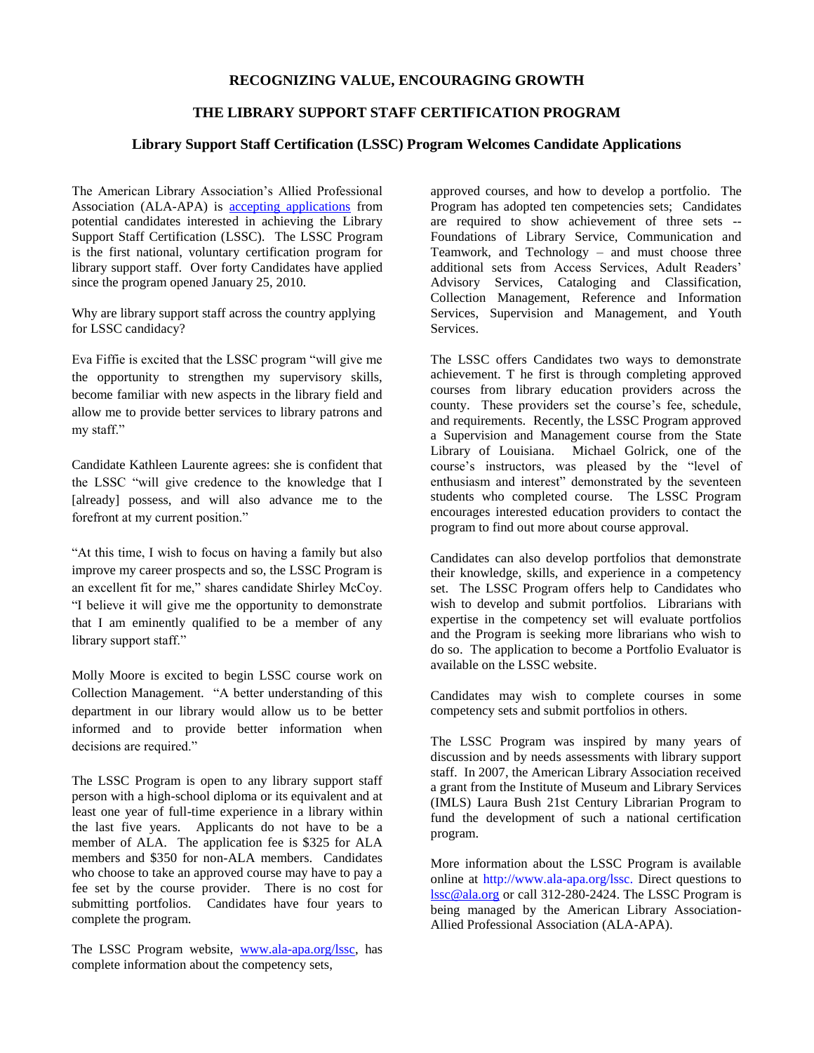**RECOGNIZING VALUE, ENCOURAGING GROWTH**

**THE LIBRARY SUPPORT STAFF CERTIFICATION PROGRAM**

**Library Support Staff Certification (LSSC) Program Welcomes Candidate Applications**

The American Library Association's Allied Professional Association (ALA-APA) is accepting applications from potential candidates interested in achieving the Library Support Staff Certification (LSSC). The LSSC Program is the first national, voluntary certification program for library support staff. Over forty Candidates have applied since the program opened January 25, 2010.

Why are library support staff across the country applying for LSSC candidacy?

Eva Fiffie is excited that the LSSC program "will give me the opportunity to strengthen my supervisory skills, become familiar with new aspects in the library field and allow me to provide better services to library patrons and my staff."

Candidate Kathleen Laurente agrees: she is confident that the LSSC "will give credence to the knowledge that I [already] possess, and will also advance me to the forefront at my current position."

"At this time, I wish to focus on having a family but also improve my career prospects and so, the LSSC Program is an excellent fit for me," shares candidate Shirley McCoy. "I believe it will give me the opportunity to demonstrate that I am eminently qualified to be a member of any library support staff."

Molly Moore is excited to begin LSSC course work on Collection Management. "A better understanding of this department in our library would allow us to be better informed and to provide better information when decisions are required."

The LSSC Program is open to any library support staff person with a high-school diploma or its equivalent and at least one year of full-time experience in a library within the last five years. Applicants do not have to be a member of ALA. The application fee is $325 for ALA members and $350 for non-ALA members. Candidates who choose to take an approved course may have to pay a fee set by the course provider. There is no cost for submitting portfolios. Candidates have four years to complete the program.

The LSSC Program website, www.ala-apa.org/lssc, has complete information about the competency sets, approved courses, and how to develop a portfolio. The Program has adopted ten competencies sets; Candidates are required to show achievement of three sets -- Foundations of Library Service, Communication and Teamwork, and Technology – and must choose three additional sets from Access Services, Adult Readers' Advisory Services, Cataloging and Classification, Collection Management, Reference and Information Services, Supervision and Management, and Youth Services.

The LSSC offers Candidates two ways to demonstrate achievement. T he first is through completing approved courses from library education providers across the county. These providers set the course's fee, schedule, and requirements. Recently, the LSSC Program approved a Supervision and Management course from the State Library of Louisiana. Michael Golrick, one of the course's instructors, was pleased by the "level of enthusiasm and interest" demonstrated by the seventeen students who completed course. The LSSC Program encourages interested education providers to contact the program to find out more about course approval.

Candidates can also develop portfolios that demonstrate their knowledge, skills, and experience in a competency set. The LSSC Program offers help to Candidates who wish to develop and submit portfolios. Librarians with expertise in the competency set will evaluate portfolios and the Program is seeking more librarians who wish to do so. The application to become a Portfolio Evaluator is available on the LSSC website.

Candidates may wish to complete courses in some competency sets and submit portfolios in others.

The LSSC Program was inspired by many years of discussion and by needs assessments with library support staff. In 2007, the American Library Association received a grant from the Institute of Museum and Library Services (IMLS) Laura Bush 21st Century Librarian Program to fund the development of such a national certification program.

More information about the LSSC Program is available online at http://www.ala-apa.org/lssc. Direct questions to lssc@ala.org or call 312-280-2424. The LSSC Program is being managed by the American Library Association-Allied Professional Association (ALA-APA).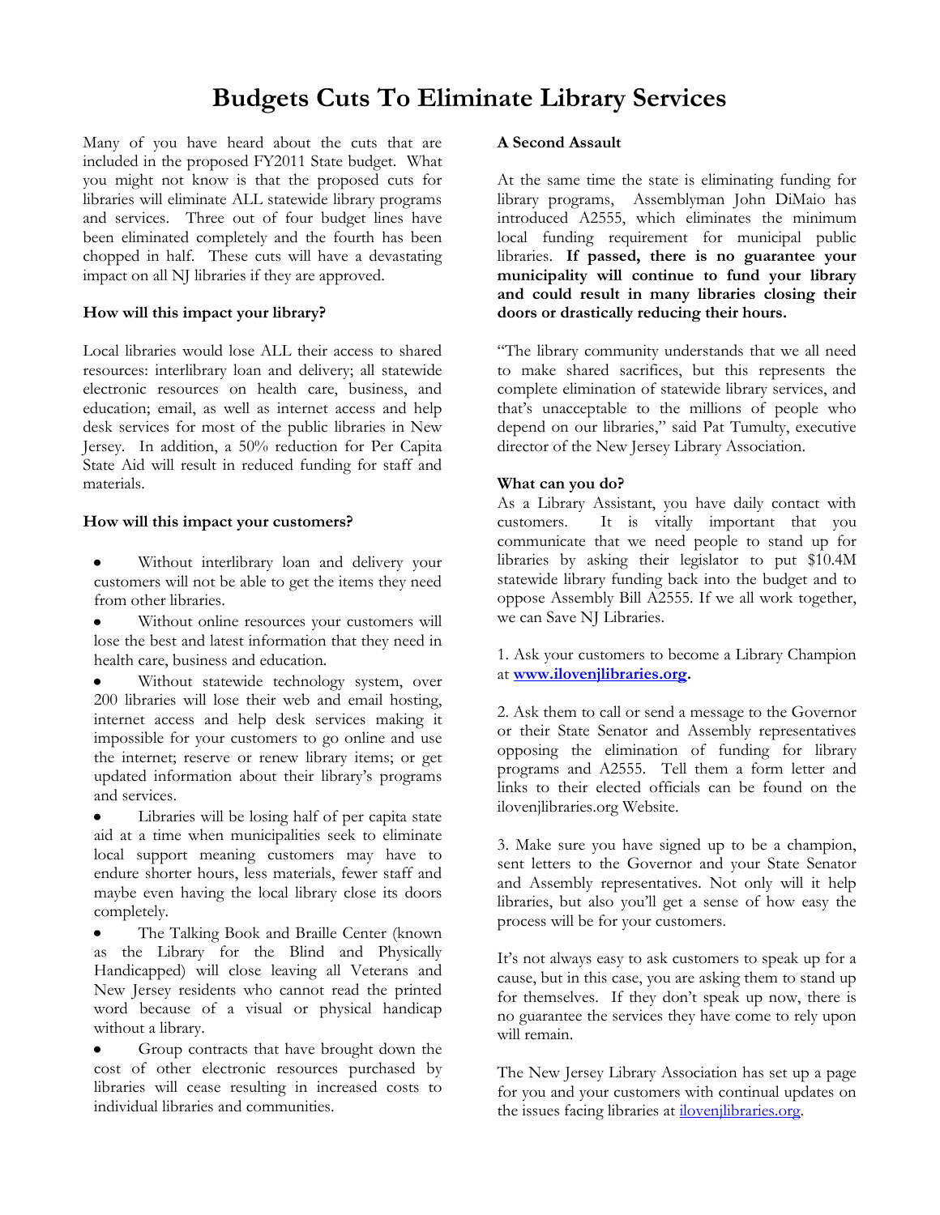# Budgets Cuts To Eliminate Library Services

Many of you have heard about the cuts that are included in the proposed FY2011 State budget. What you might not know is that the proposed cuts for libraries will eliminate ALL statewide library programs and services. Three out of four budget lines have been eliminated completely and the fourth has been chopped in half. These cuts will have a devastating impact on all NJ libraries if they are approved.

**How will this impact your library?**

Local libraries would lose ALL their access to shared resources: interlibrary loan and delivery; all statewide electronic resources on health care, business, and education; email, as well as internet access and help desk services for most of the public libraries in New Jersey. In addition, a 50% reduction for Per Capita State Aid will result in reduced funding for staff and materials.

**How will this impact your customers?**

- Without interlibrary loan and delivery your customers will not be able to get the items they need from other libraries.
- Without online resources your customers will lose the best and latest information that they need in health care, business and education.
- Without statewide technology system, over 200 libraries will lose their web and email hosting, internet access and help desk services making it impossible for your customers to go online and use the internet; reserve or renew library items; or get updated information about their library's programs and services.
- Libraries will be losing half of per capita state aid at a time when municipalities seek to eliminate local support meaning customers may have to endure shorter hours, less materials, fewer staff and maybe even having the local library close its doors completely.
- The Talking Book and Braille Center (known as the Library for the Blind and Physically Handicapped) will close leaving all Veterans and New Jersey residents who cannot read the printed word because of a visual or physical handicap without a library.
- Group contracts that have brought down the cost of other electronic resources purchased by libraries will cease resulting in increased costs to individual libraries and communities.

**A Second Assault**

At the same time the state is eliminating funding for library programs, Assemblyman John DiMaio has introduced A2555, which eliminates the minimum local funding requirement for municipal public libraries. **If passed, there is no guarantee your municipality will continue to fund your library and could result in many libraries closing their doors or drastically reducing their hours.**

"The library community understands that we all need to make shared sacrifices, but this represents the complete elimination of statewide library services, and that's unacceptable to the millions of people who depend on our libraries," said Pat Tumulty, executive director of the New Jersey Library Association.

**What can you do?**

As a Library Assistant, you have daily contact with customers. It is vitally important that you communicate that we need people to stand up for libraries by asking their legislator to put $10.4M statewide library funding back into the budget and to oppose Assembly Bill A2555. If we all work together, we can Save NJ Libraries.

1. Ask your customers to become a Library Champion at **www.ilovenjlibraries.org.**

2. Ask them to call or send a message to the Governor or their State Senator and Assembly representatives opposing the elimination of funding for library programs and A2555. Tell them a form letter and links to their elected officials can be found on the ilovenjlibraries.org Website.

3. Make sure you have signed up to be a champion, sent letters to the Governor and your State Senator and Assembly representatives. Not only will it help libraries, but also you'll get a sense of how easy the process will be for your customers.

It's not always easy to ask customers to speak up for a cause, but in this case, you are asking them to stand up for themselves. If they don't speak up now, there is no guarantee the services they have come to rely upon will remain.

The New Jersey Library Association has set up a page for you and your customers with continual updates on the issues facing libraries at ilovenjlibraries.org.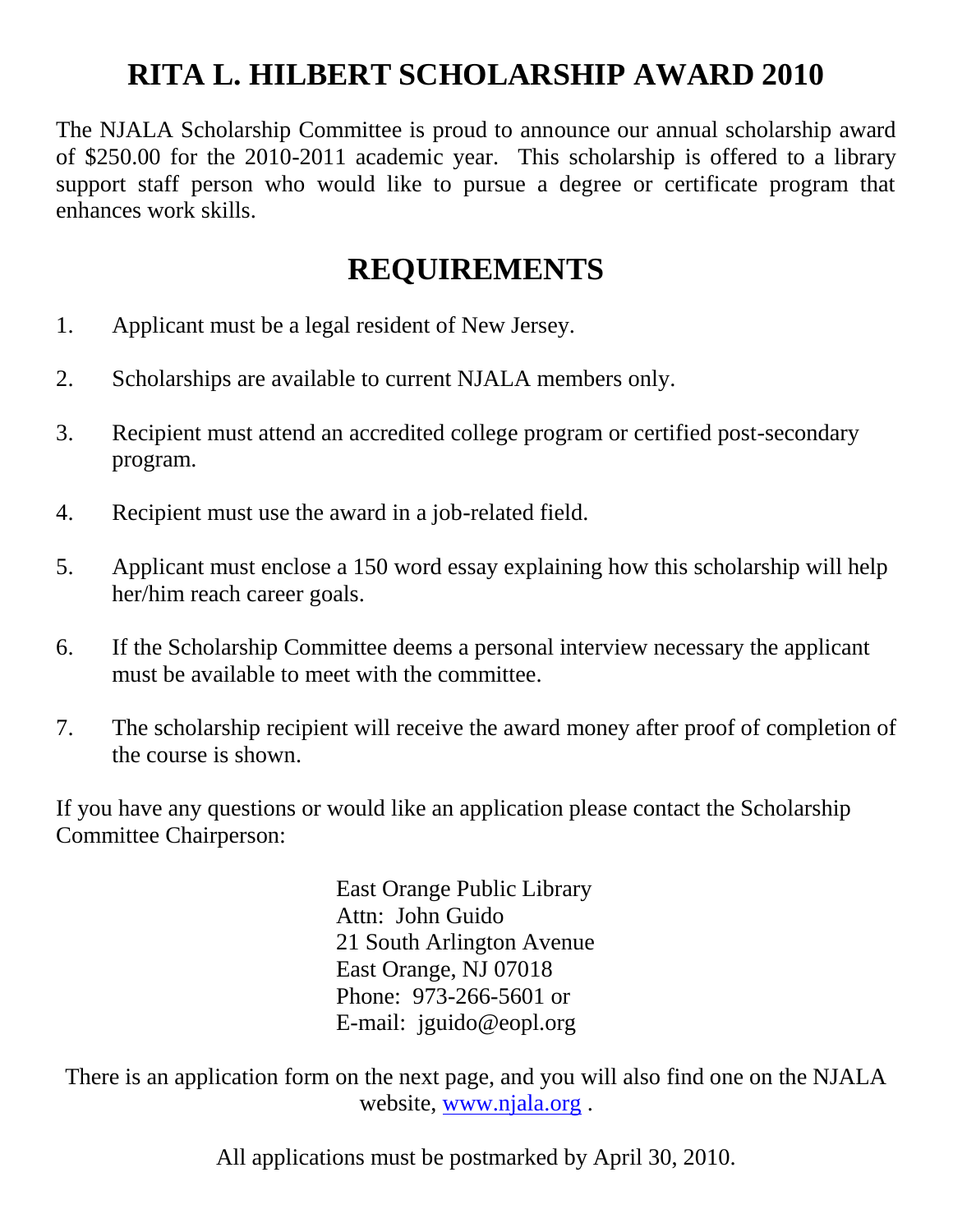# RITA L. HILBERT SCHOLARSHIP AWARD 2010

The NJALA Scholarship Committee is proud to announce our annual scholarship award of $250.00 for the 2010-2011 academic year. This scholarship is offered to a library support staff person who would like to pursue a degree or certificate program that enhances work skills.

## REQUIREMENTS

1. Applicant must be a legal resident of New Jersey.
2. Scholarships are available to current NJALA members only.
3. Recipient must attend an accredited college program or certified post-secondary program.
4. Recipient must use the award in a job-related field.
5. Applicant must enclose a 150 word essay explaining how this scholarship will help her/him reach career goals.
6. If the Scholarship Committee deems a personal interview necessary the applicant must be available to meet with the committee.
7. The scholarship recipient will receive the award money after proof of completion of the course is shown.

If you have any questions or would like an application please contact the Scholarship Committee Chairperson:

East Orange Public Library
Attn: John Guido
21 South Arlington Avenue
East Orange, NJ 07018
Phone: 973-266-5601 or
E-mail: jguido@eopl.org

There is an application form on the next page, and you will also find one on the NJALA website, [www.njala.org](http://www.njala.org) .

All applications must be postmarked by April 30, 2010.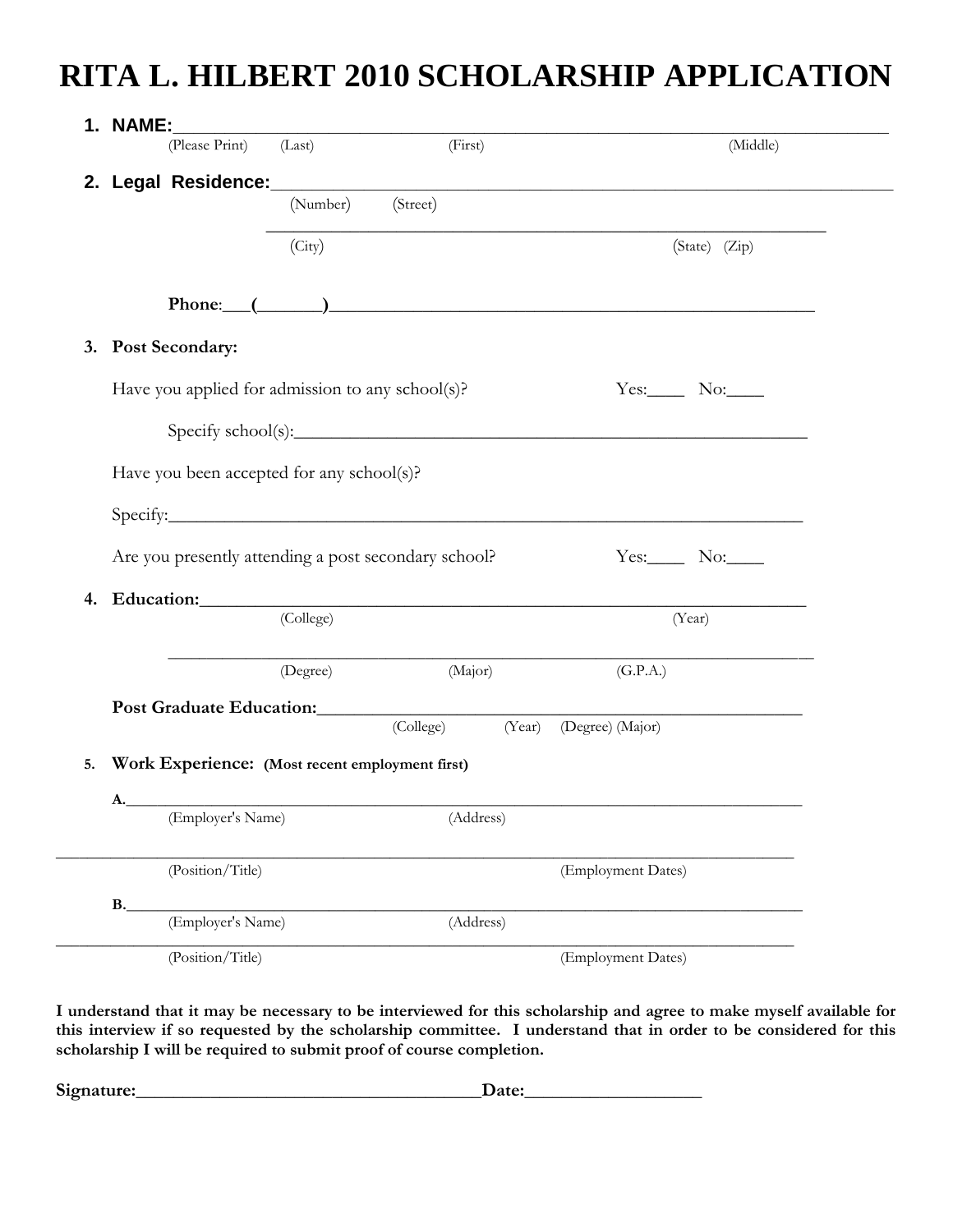# RITA L. HILBERT 2010 SCHOLARSHIP APPLICATION

1. **NAME:**\_\_\_\_\_\_\_\_\_\_\_\_\_\_\_\_\_\_\_\_\_\_\_\_\_\_\_\_\_\_\_\_\_\_\_\_\_\_\_\_\_\_\_\_\_\_\_\_\_\_\_\_\_\_\_\_\_\_\_\_\_\_\_\_\_\_\_\_\_\_\_\_
   (Please Print) (Last) (First) (Middle)

2. **Legal Residence:**\_\_\_\_\_\_\_\_\_\_\_\_\_\_\_\_\_\_\_\_\_\_\_\_\_\_\_\_\_\_\_\_\_\_\_\_\_\_\_\_\_\_\_\_\_\_\_\_\_\_\_\_\_\_\_\_\_\_\_\_
   (Number) (Street)

   \_\_\_\_\_\_\_\_\_\_\_\_\_\_\_\_\_\_\_\_\_\_\_\_\_\_\_\_\_\_\_\_\_\_\_\_\_\_\_\_\_\_\_\_\_\_\_\_\_\_\_\_\_\_\_\_\_\_\_\_
   (City) (State) (Zip)

   **Phone**:\_\_\_(\_\_\_\_\_\_\_)\_\_\_\_\_\_\_\_\_\_\_\_\_\_\_\_\_\_\_\_\_\_\_\_\_\_\_\_\_\_\_\_\_\_\_\_\_\_\_\_\_\_\_\_\_\_\_\_\_

3. **Post Secondary:**

   Have you applied for admission to any school(s)? Yes:\_\_\_\_ No:\_\_\_\_

   Specify school(s):\_\_\_\_\_\_\_\_\_\_\_\_\_\_\_\_\_\_\_\_\_\_\_\_\_\_\_\_\_\_\_\_\_\_\_\_\_\_\_\_\_\_\_\_\_\_\_\_\_\_\_\_\_\_

   Have you been accepted for any school(s)?

   Specify:\_\_\_\_\_\_\_\_\_\_\_\_\_\_\_\_\_\_\_\_\_\_\_\_\_\_\_\_\_\_\_\_\_\_\_\_\_\_\_\_\_\_\_\_\_\_\_\_\_\_\_\_\_\_\_\_\_\_\_\_\_\_\_\_

   Are you presently attending a post secondary school? Yes:\_\_\_\_ No:\_\_\_\_

4. **Education:**\_\_\_\_\_\_\_\_\_\_\_\_\_\_\_\_\_\_\_\_\_\_\_\_\_\_\_\_\_\_\_\_\_\_\_\_\_\_\_\_\_\_\_\_\_\_\_\_\_\_\_\_\_\_\_\_\_\_\_\_\_
   (College) (Year)

   \_\_\_\_\_\_\_\_\_\_\_\_\_\_\_\_\_\_\_\_\_\_\_\_\_\_\_\_\_\_\_\_\_\_\_\_\_\_\_\_\_\_\_\_\_\_\_\_\_\_\_\_\_\_\_\_\_\_\_\_\_\_\_\_\_\_
   (Degree) (Major) (G.P.A.)

   **Post Graduate Education:**\_\_\_\_\_\_\_\_\_\_\_\_\_\_\_\_\_\_\_\_\_\_\_\_\_\_\_\_\_\_\_\_\_\_\_\_\_\_\_\_\_\_\_\_\_\_\_\_\_
   (College) (Year) (Degree) (Major)

5. **Work Experience: (Most recent employment first)**

   **A.**\_\_\_\_\_\_\_\_\_\_\_\_\_\_\_\_\_\_\_\_\_\_\_\_\_\_\_\_\_\_\_\_\_\_\_\_\_\_\_\_\_\_\_\_\_\_\_\_\_\_\_\_\_\_\_\_\_\_\_\_\_\_\_\_\_\_\_\_
   (Employer's Name) (Address)

   \_\_\_\_\_\_\_\_\_\_\_\_\_\_\_\_\_\_\_\_\_\_\_\_\_\_\_\_\_\_\_\_\_\_\_\_\_\_\_\_\_\_\_\_\_\_\_\_\_\_\_\_\_\_\_\_\_\_\_\_\_\_\_\_\_\_\_\_\_\_\_\_\_\_\_\_
   (Position/Title) (Employment Dates)

   **B.**\_\_\_\_\_\_\_\_\_\_\_\_\_\_\_\_\_\_\_\_\_\_\_\_\_\_\_\_\_\_\_\_\_\_\_\_\_\_\_\_\_\_\_\_\_\_\_\_\_\_\_\_\_\_\_\_\_\_\_\_\_\_\_\_\_\_\_\_
   (Employer's Name) (Address)

   \_\_\_\_\_\_\_\_\_\_\_\_\_\_\_\_\_\_\_\_\_\_\_\_\_\_\_\_\_\_\_\_\_\_\_\_\_\_\_\_\_\_\_\_\_\_\_\_\_\_\_\_\_\_\_\_\_\_\_\_\_\_\_\_\_\_\_\_\_\_\_\_\_\_\_\_
   (Position/Title) (Employment Dates)

**I understand that it may be necessary to be interviewed for this scholarship and agree to make myself available for this interview if so requested by the scholarship committee. I understand that in order to be considered for this scholarship I will be required to submit proof of course completion.**

**Signature:**\_\_\_\_\_\_\_\_\_\_\_\_\_\_\_\_\_\_\_\_\_\_\_\_\_\_\_\_\_\_\_\_\_\_\_\_\_\_**Date:**\_\_\_\_\_\_\_\_\_\_\_\_\_\_\_\_\_\_\_\_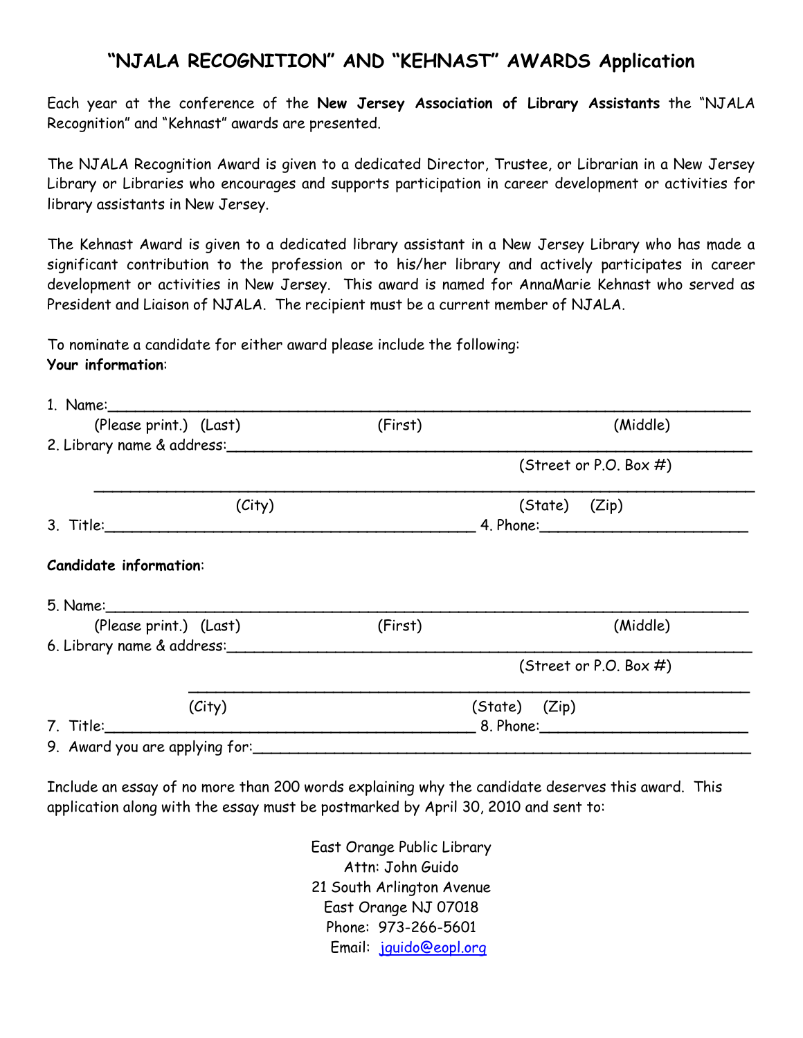# "NJALA RECOGNITION" AND "KEHNAST" AWARDS Application

Each year at the conference of the **New Jersey Association of Library Assistants** the "NJALA Recognition" and "Kehnast" awards are presented.

The NJALA Recognition Award is given to a dedicated Director, Trustee, or Librarian in a New Jersey Library or Libraries who encourages and supports participation in career development or activities for library assistants in New Jersey.

The Kehnast Award is given to a dedicated library assistant in a New Jersey Library who has made a significant contribution to the profession or to his/her library and actively participates in career development or activities in New Jersey. This award is named for AnnaMarie Kehnast who served as President and Liaison of NJALA. The recipient must be a current member of NJALA.

To nominate a candidate for either award please include the following:

**Your information**:

1. Name:\_\_\_\_\_\_\_\_\_\_\_\_\_\_\_\_\_\_\_\_\_\_\_\_\_\_\_\_\_\_\_\_\_\_\_\_\_\_\_\_\_\_\_\_\_\_\_\_\_\_\_\_\_\_\_\_\_\_\_\_
   (Please print.) (Last) (First) (Middle)
2. Library name & address:\_\_\_\_\_\_\_\_\_\_\_\_\_\_\_\_\_\_\_\_\_\_\_\_\_\_\_\_\_\_\_\_\_\_\_\_\_\_\_\_\_\_\_\_\_\_\_\_\_\_\_
   (Street or P.O. Box #)
   \_\_\_\_\_\_\_\_\_\_\_\_\_\_\_\_\_\_\_\_\_\_\_\_\_\_\_\_\_\_\_\_\_\_\_\_\_\_\_\_\_\_\_\_\_\_\_\_\_\_\_\_\_\_\_\_\_\_\_\_\_\_\_\_
   (City) (State) (Zip)
3. Title:\_\_\_\_\_\_\_\_\_\_\_\_\_\_\_\_\_\_\_\_\_\_\_\_\_\_\_\_\_\_\_\_\_\_\_\_\_\_\_ 4. Phone:\_\_\_\_\_\_\_\_\_\_\_\_\_\_\_\_\_\_\_\_\_\_

**Candidate information**:

5. Name:\_\_\_\_\_\_\_\_\_\_\_\_\_\_\_\_\_\_\_\_\_\_\_\_\_\_\_\_\_\_\_\_\_\_\_\_\_\_\_\_\_\_\_\_\_\_\_\_\_\_\_\_\_\_\_\_\_\_\_\_
   (Please print.) (Last) (First) (Middle)
6. Library name & address:\_\_\_\_\_\_\_\_\_\_\_\_\_\_\_\_\_\_\_\_\_\_\_\_\_\_\_\_\_\_\_\_\_\_\_\_\_\_\_\_\_\_\_\_\_\_\_\_\_\_\_
   (Street or P.O. Box #)
   \_\_\_\_\_\_\_\_\_\_\_\_\_\_\_\_\_\_\_\_\_\_\_\_\_\_\_\_\_\_\_\_\_\_\_\_\_\_\_\_\_\_\_\_\_\_\_\_\_\_\_\_\_\_\_\_\_\_\_\_
   (City) (State) (Zip)
7. Title:\_\_\_\_\_\_\_\_\_\_\_\_\_\_\_\_\_\_\_\_\_\_\_\_\_\_\_\_\_\_\_\_\_\_\_\_\_\_\_ 8. Phone:\_\_\_\_\_\_\_\_\_\_\_\_\_\_\_\_\_\_\_\_\_\_
9. Award you are applying for:\_\_\_\_\_\_\_\_\_\_\_\_\_\_\_\_\_\_\_\_\_\_\_\_\_\_\_\_\_\_\_\_\_\_\_\_\_\_\_\_\_\_\_\_\_\_\_\_\_\_

Include an essay of no more than 200 words explaining why the candidate deserves this award. This application along with the essay must be postmarked by April 30, 2010 and sent to:

East Orange Public Library
Attn: John Guido
21 South Arlington Avenue
East Orange NJ 07018
Phone: 973-266-5601
Email: jguido@eopl.org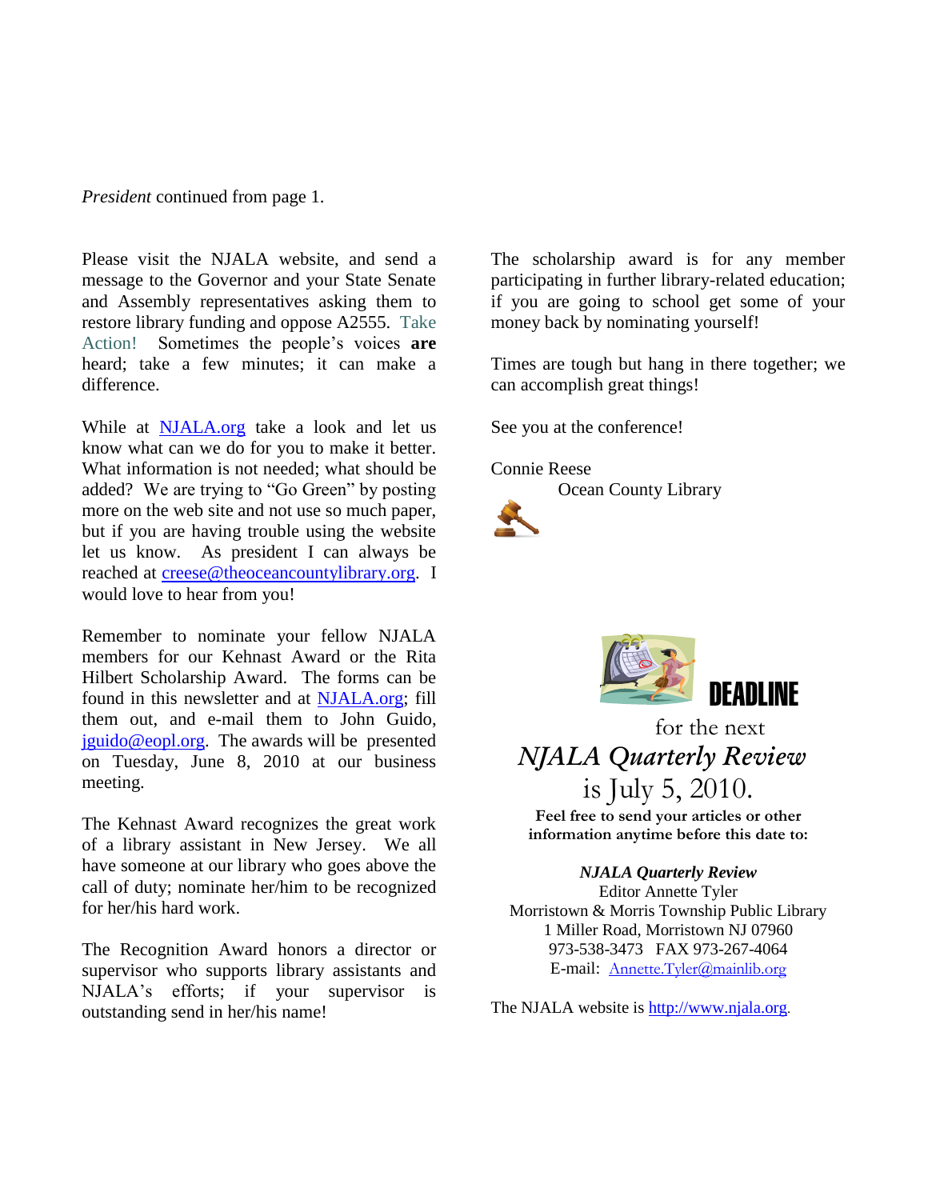*President* continued from page 1.

Please visit the NJALA website, and send a message to the Governor and your State Senate and Assembly representatives asking them to restore library funding and oppose A2555. Take Action! Sometimes the people's voices **are** heard; take a few minutes; it can make a difference.

While at NJALA.org take a look and let us know what can we do for you to make it better. What information is not needed; what should be added? We are trying to "Go Green" by posting more on the web site and not use so much paper, but if you are having trouble using the website let us know. As president I can always be reached at creese@theoceancountylibrary.org. I would love to hear from you!

Remember to nominate your fellow NJALA members for our Kehnast Award or the Rita Hilbert Scholarship Award. The forms can be found in this newsletter and at NJALA.org; fill them out, and e-mail them to John Guido, jguido@eopl.org. The awards will be presented on Tuesday, June 8, 2010 at our business meeting.

The Kehnast Award recognizes the great work of a library assistant in New Jersey. We all have someone at our library who goes above the call of duty; nominate her/him to be recognized for her/his hard work.

The Recognition Award honors a director or supervisor who supports library assistants and NJALA's efforts; if your supervisor is outstanding send in her/his name!

The scholarship award is for any member participating in further library-related education; if you are going to school get some of your money back by nominating yourself!

Times are tough but hang in there together; we can accomplish great things!

See you at the conference!

Connie Reese
Ocean County Library

**DEADLINE**

for the next
*NJALA Quarterly Review*
is July 5, 2010.

**Feel free to send your articles or other information anytime before this date to:**

***NJALA Quarterly Review***
Editor Annette Tyler
Morristown & Morris Township Public Library
1 Miller Road, Morristown NJ 07960
973-538-3473 FAX 973-267-4064
E-mail: Annette.Tyler@mainlib.org

The NJALA website is http://www.njala.org.